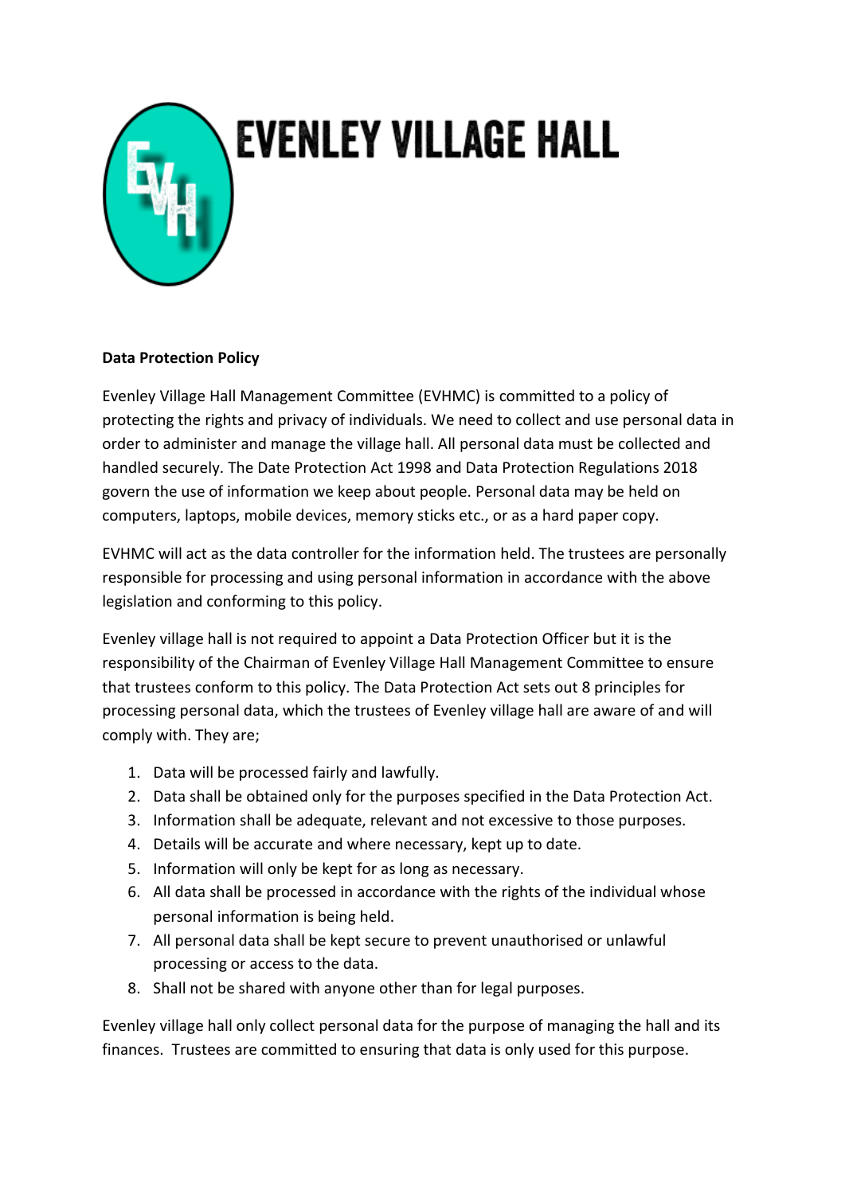# EVENLEY VILLAGE HALL

**Data Protection Policy**

Evenley Village Hall Management Committee (EVHMC) is committed to a policy of protecting the rights and privacy of individuals. We need to collect and use personal data in order to administer and manage the village hall. All personal data must be collected and handled securely. The Date Protection Act 1998 and Data Protection Regulations 2018 govern the use of information we keep about people. Personal data may be held on computers, laptops, mobile devices, memory sticks etc., or as a hard paper copy.

EVHMC will act as the data controller for the information held. The trustees are personally responsible for processing and using personal information in accordance with the above legislation and conforming to this policy.

Evenley village hall is not required to appoint a Data Protection Officer but it is the responsibility of the Chairman of Evenley Village Hall Management Committee to ensure that trustees conform to this policy. The Data Protection Act sets out 8 principles for processing personal data, which the trustees of Evenley village hall are aware of and will comply with. They are;

1. Data will be processed fairly and lawfully.
2. Data shall be obtained only for the purposes specified in the Data Protection Act.
3. Information shall be adequate, relevant and not excessive to those purposes.
4. Details will be accurate and where necessary, kept up to date.
5. Information will only be kept for as long as necessary.
6. All data shall be processed in accordance with the rights of the individual whose personal information is being held.
7. All personal data shall be kept secure to prevent unauthorised or unlawful processing or access to the data.
8. Shall not be shared with anyone other than for legal purposes.

Evenley village hall only collect personal data for the purpose of managing the hall and its finances. Trustees are committed to ensuring that data is only used for this purpose.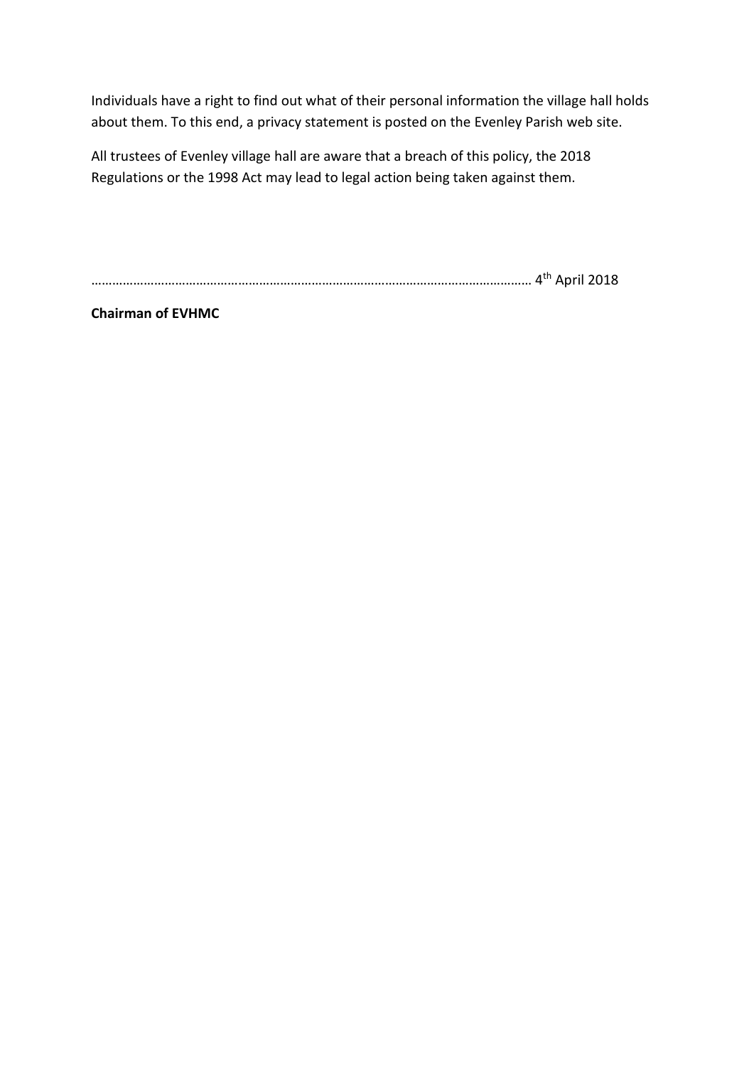Individuals have a right to find out what of their personal information the village hall holds about them. To this end, a privacy statement is posted on the Evenley Parish web site.

All trustees of Evenley village hall are aware that a breach of this policy, the 2018 Regulations or the 1998 Act may lead to legal action being taken against them.

………………………………………………………………………………………………………… 4th April 2018

**Chairman of EVHMC**